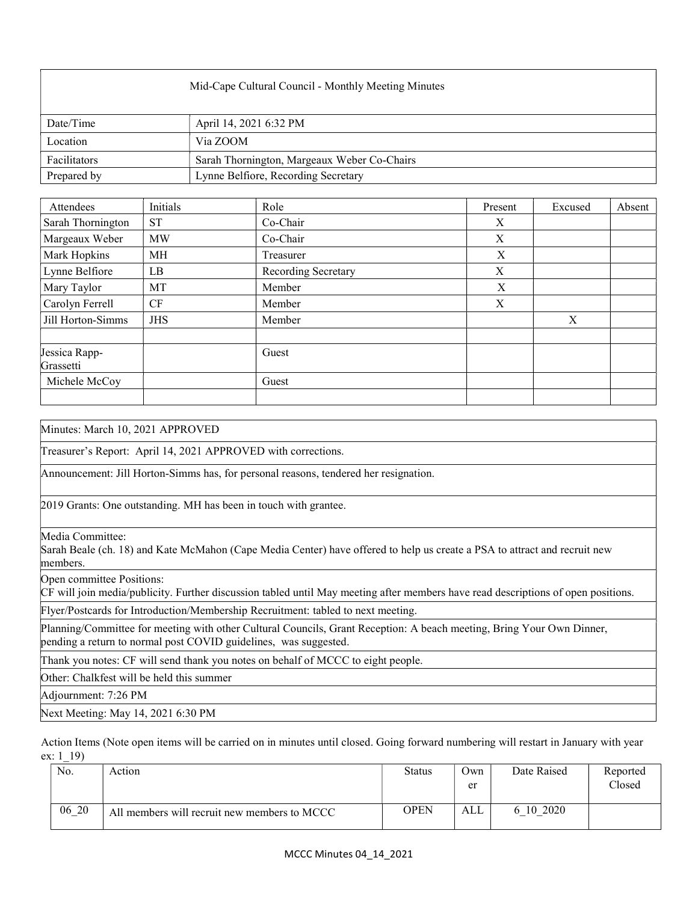| Mid-Cape Cultural Council - Monthly Meeting Minutes | |
|---|---|
| Date/Time | April 14, 2021 6:32 PM |
| Location | Via ZOOM |
| Facilitators | Sarah Thornington, Margeaux Weber Co-Chairs |
| Prepared by | Lynne Belfiore, Recording Secretary |

| Attendees | Initials | Role | Present | Excused | Absent |
|---|---|---|---|---|---|
| Sarah Thornington | ST | Co-Chair | X | | |
| Margeaux Weber | MW | Co-Chair | X | | |
| Mark Hopkins | MH | Treasurer | X | | |
| Lynne Belfiore | LB | Recording Secretary | X | | |
| Mary Taylor | MT | Member | X | | |
| Carolyn Ferrell | CF | Member | X | | |
| Jill Horton-Simms | JHS | Member | | X | |
| | | | | | |
| Jessica Rapp-Grassetti | | Guest | | | |
| Michele McCoy | | Guest | | | |
| | | | | | |

Minutes: March 10, 2021 APPROVED

Treasurer's Report: April 14, 2021 APPROVED with corrections.

Announcement: Jill Horton-Simms has, for personal reasons, tendered her resignation.

2019 Grants: One outstanding. MH has been in touch with grantee.

Media Committee:
Sarah Beale (ch. 18) and Kate McMahon (Cape Media Center) have offered to help us create a PSA to attract and recruit new members.

Open committee Positions:
CF will join media/publicity. Further discussion tabled until May meeting after members have read descriptions of open positions.

Flyer/Postcards for Introduction/Membership Recruitment: tabled to next meeting.

Planning/Committee for meeting with other Cultural Councils, Grant Reception: A beach meeting, Bring Your Own Dinner, pending a return to normal post COVID guidelines, was suggested.

Thank you notes: CF will send thank you notes on behalf of MCCC to eight people.

Other: Chalkfest will be held this summer

Adjournment: 7:26 PM

Next Meeting: May 14, 2021 6:30 PM

Action Items (Note open items will be carried on in minutes until closed. Going forward numbering will restart in January with year ex: 1_19)

| No. | Action | Status | Owner | Date Raised | Reported Closed |
|---|---|---|---|---|---|
| 06_20 | All members will recruit new members to MCCC | OPEN | ALL | 6_10_2020 | |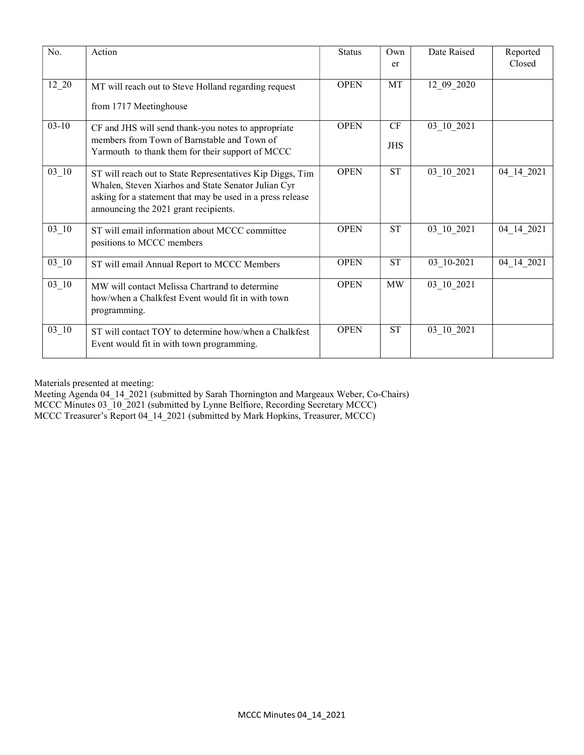| No. | Action | Status | Owner | Date Raised | Reported Closed |
| --- | --- | --- | --- | --- | --- |
| 12_20 | MT will reach out to Steve Holland regarding request from 1717 Meetinghouse | OPEN | MT | 12_09_2020 | |
| 03-10 | CF and JHS will send thank-you notes to appropriate members from Town of Barnstable and Town of Yarmouth to thank them for their support of MCCC | OPEN | CF JHS | 03_10_2021 | |
| 03_10 | ST will reach out to State Representatives Kip Diggs, Tim Whalen, Steven Xiarhos and State Senator Julian Cyr asking for a statement that may be used in a press release announcing the 2021 grant recipients. | OPEN | ST | 03_10_2021 | 04_14_2021 |
| 03_10 | ST will email information about MCCC committee positions to MCCC members | OPEN | ST | 03_10_2021 | 04_14_2021 |
| 03_10 | ST will email Annual Report to MCCC Members | OPEN | ST | 03_10-2021 | 04_14_2021 |
| 03_10 | MW will contact Melissa Chartrand to determine how/when a Chalkfest Event would fit in with town programming. | OPEN | MW | 03_10_2021 | |
| 03_10 | ST will contact TOY to determine how/when a Chalkfest Event would fit in with town programming. | OPEN | ST | 03_10_2021 | |

Materials presented at meeting:
Meeting Agenda 04_14_2021 (submitted by Sarah Thornington and Margeaux Weber, Co-Chairs)
MCCC Minutes 03_10_2021 (submitted by Lynne Belfiore, Recording Secretary MCCC)
MCCC Treasurer's Report 04_14_2021 (submitted by Mark Hopkins, Treasurer, MCCC)